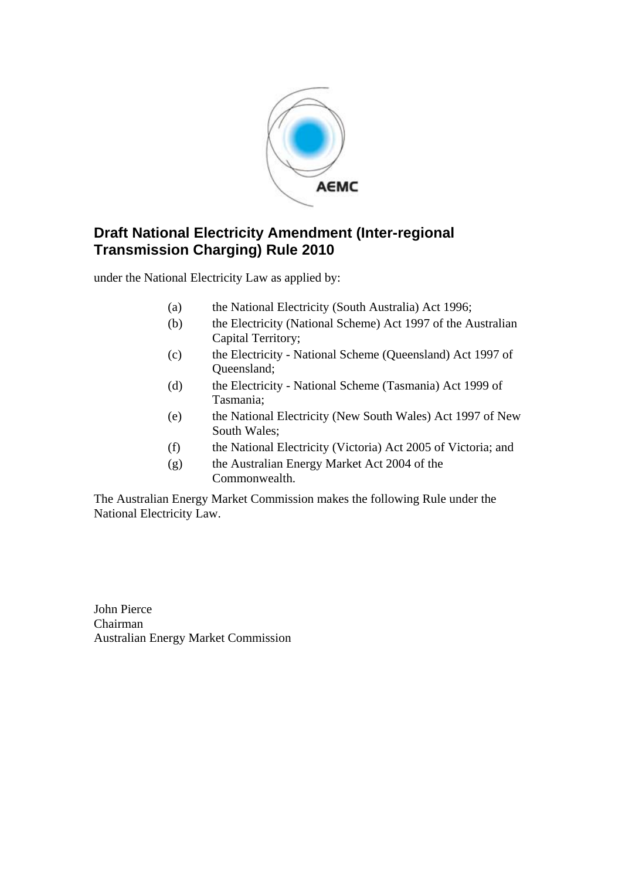# Draft National Electricity Amendment (Inter-regional Transmission Charging) Rule 2010

under the National Electricity Law as applied by:

(a) the National Electricity (South Australia) Act 1996;

(b) the Electricity (National Scheme) Act 1997 of the Australian Capital Territory;

(c) the Electricity - National Scheme (Queensland) Act 1997 of Queensland;

(d) the Electricity - National Scheme (Tasmania) Act 1999 of Tasmania;

(e) the National Electricity (New South Wales) Act 1997 of New South Wales;

(f) the National Electricity (Victoria) Act 2005 of Victoria; and

(g) the Australian Energy Market Act 2004 of the Commonwealth.

The Australian Energy Market Commission makes the following Rule under the National Electricity Law.

John Pierce
Chairman
Australian Energy Market Commission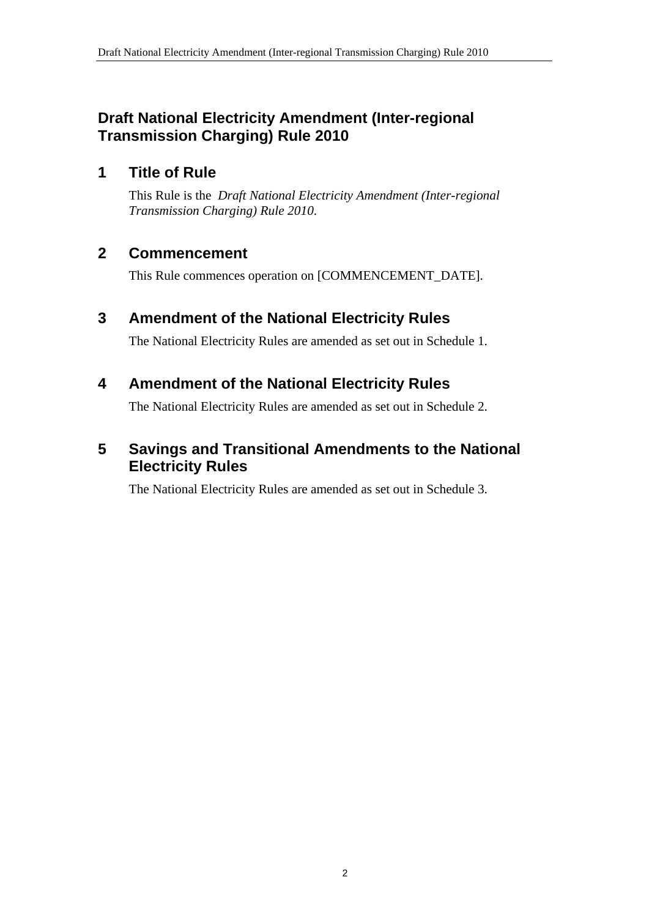# Draft National Electricity Amendment (Inter-regional Transmission Charging) Rule 2010

## 1 Title of Rule

This Rule is the *Draft National Electricity Amendment (Inter-regional Transmission Charging) Rule 2010*.

## 2 Commencement

This Rule commences operation on [COMMENCEMENT_DATE].

## 3 Amendment of the National Electricity Rules

The National Electricity Rules are amended as set out in Schedule 1.

## 4 Amendment of the National Electricity Rules

The National Electricity Rules are amended as set out in Schedule 2.

## 5 Savings and Transitional Amendments to the National Electricity Rules

The National Electricity Rules are amended as set out in Schedule 3.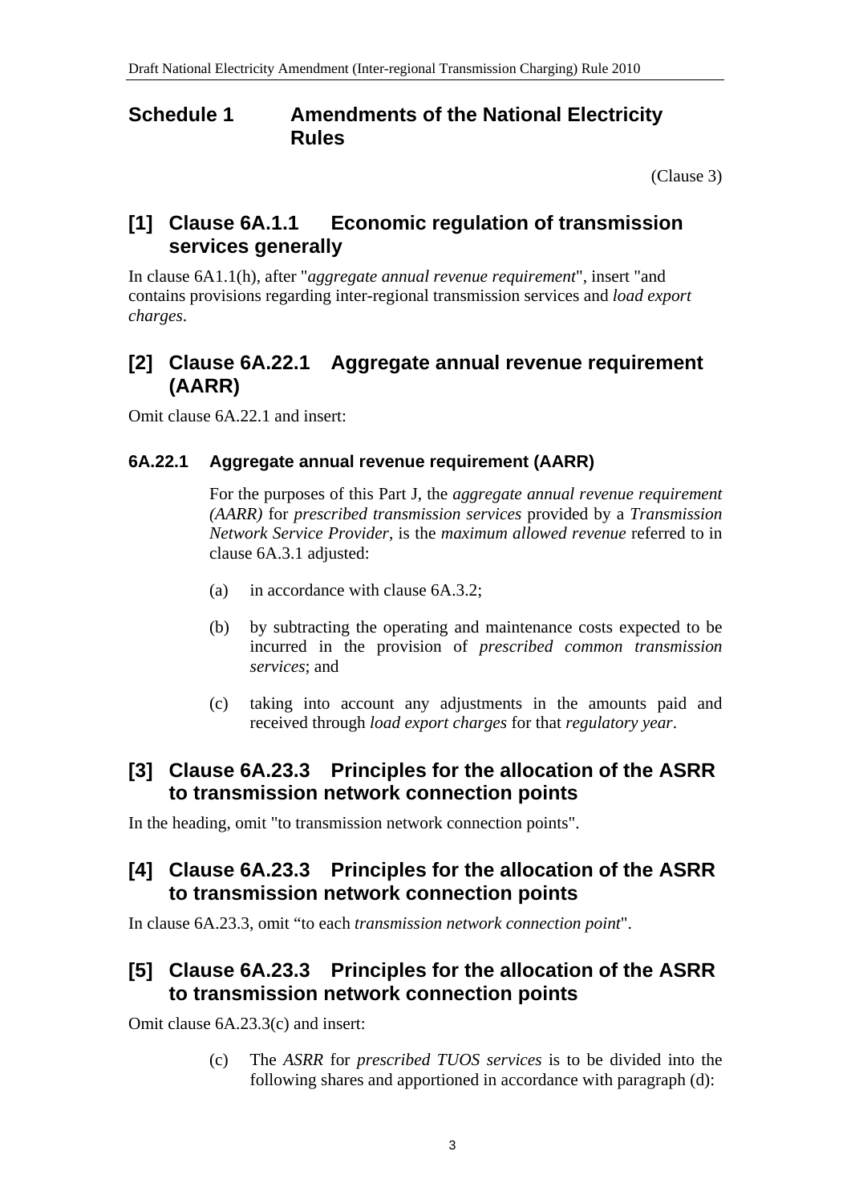# Schedule 1 Amendments of the National Electricity Rules

(Clause 3)

## [1] Clause 6A.1.1 Economic regulation of transmission services generally

In clause 6A1.1(h), after "*aggregate annual revenue requirement*", insert "and contains provisions regarding inter-regional transmission services and *load export charges*.

## [2] Clause 6A.22.1 Aggregate annual revenue requirement (AARR)

Omit clause 6A.22.1 and insert:

### 6A.22.1 Aggregate annual revenue requirement (AARR)

For the purposes of this Part J, the *aggregate annual revenue requirement (AARR)* for *prescribed transmission services* provided by a *Transmission Network Service Provider*, is the *maximum allowed revenue* referred to in clause 6A.3.1 adjusted:

(a) in accordance with clause 6A.3.2;

(b) by subtracting the operating and maintenance costs expected to be incurred in the provision of *prescribed common transmission services*; and

(c) taking into account any adjustments in the amounts paid and received through *load export charges* for that *regulatory year*.

## [3] Clause 6A.23.3 Principles for the allocation of the ASRR to transmission network connection points

In the heading, omit "to transmission network connection points".

## [4] Clause 6A.23.3 Principles for the allocation of the ASRR to transmission network connection points

In clause 6A.23.3, omit "to each *transmission network connection point*".

## [5] Clause 6A.23.3 Principles for the allocation of the ASRR to transmission network connection points

Omit clause 6A.23.3(c) and insert:

(c) The *ASRR* for *prescribed TUOS services* is to be divided into the following shares and apportioned in accordance with paragraph (d):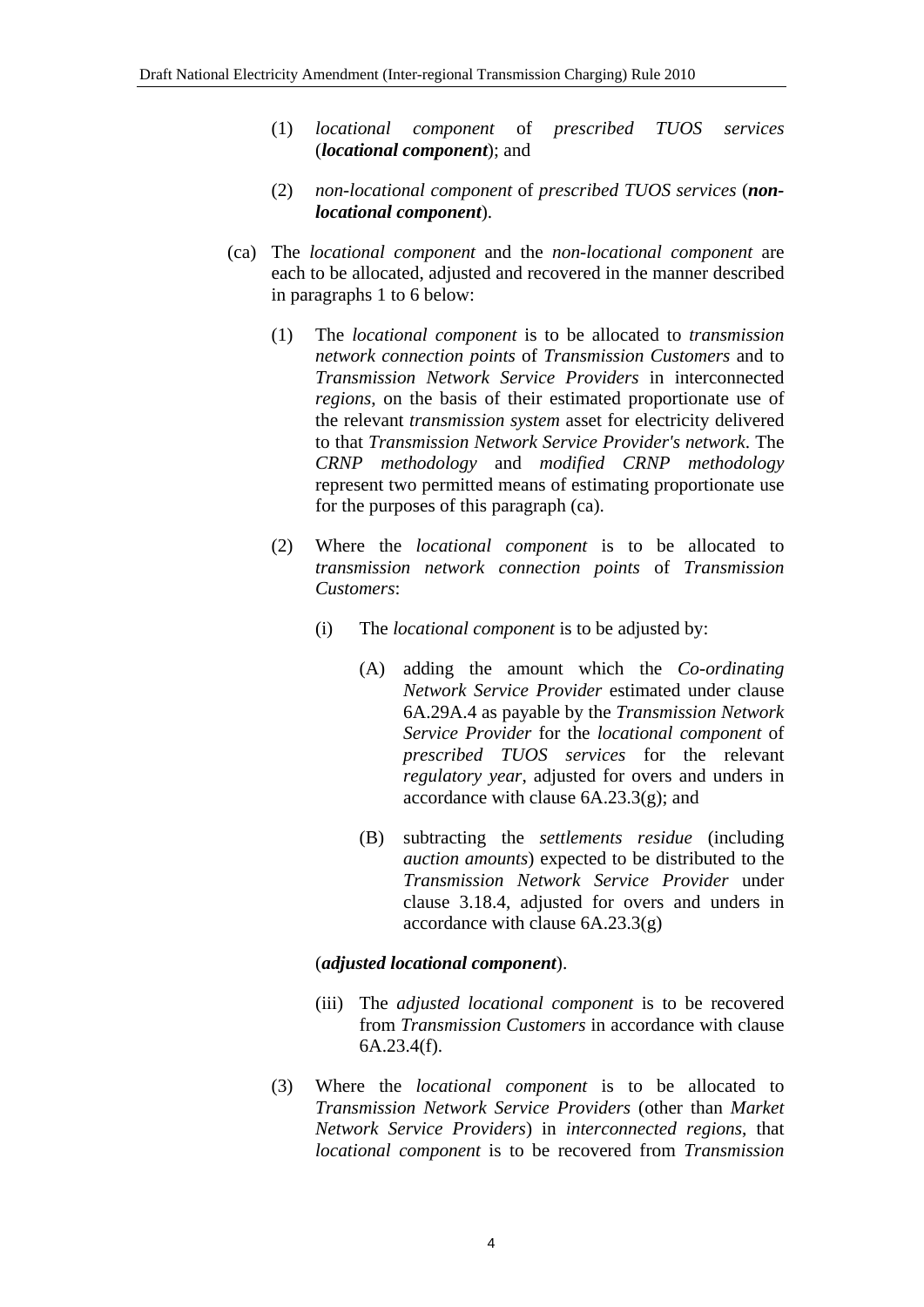(1) *locational component* of *prescribed TUOS services* (***locational component***); and

(2) *non-locational component* of *prescribed TUOS services* (***non-locational component***).

(ca) The *locational component* and the *non-locational component* are each to be allocated, adjusted and recovered in the manner described in paragraphs 1 to 6 below:

(1) The *locational component* is to be allocated to *transmission network connection points* of *Transmission Customers* and to *Transmission Network Service Providers* in interconnected *regions*, on the basis of their estimated proportionate use of the relevant *transmission system* asset for electricity delivered to that *Transmission Network Service Provider's network*. The *CRNP methodology* and *modified CRNP methodology* represent two permitted means of estimating proportionate use for the purposes of this paragraph (ca).

(2) Where the *locational component* is to be allocated to *transmission network connection points* of *Transmission Customers*:

(i) The *locational component* is to be adjusted by:

(A) adding the amount which the *Co-ordinating Network Service Provider* estimated under clause 6A.29A.4 as payable by the *Transmission Network Service Provider* for the *locational component* of *prescribed TUOS services* for the relevant *regulatory year*, adjusted for overs and unders in accordance with clause 6A.23.3(g); and

(B) subtracting the *settlements residue* (including *auction amounts*) expected to be distributed to the *Transmission Network Service Provider* under clause 3.18.4, adjusted for overs and unders in accordance with clause 6A.23.3(g)

(***adjusted locational component***).

(iii) The *adjusted locational component* is to be recovered from *Transmission Customers* in accordance with clause 6A.23.4(f).

(3) Where the *locational component* is to be allocated to *Transmission Network Service Providers* (other than *Market Network Service Providers*) in *interconnected regions*, that *locational component* is to be recovered from *Transmission*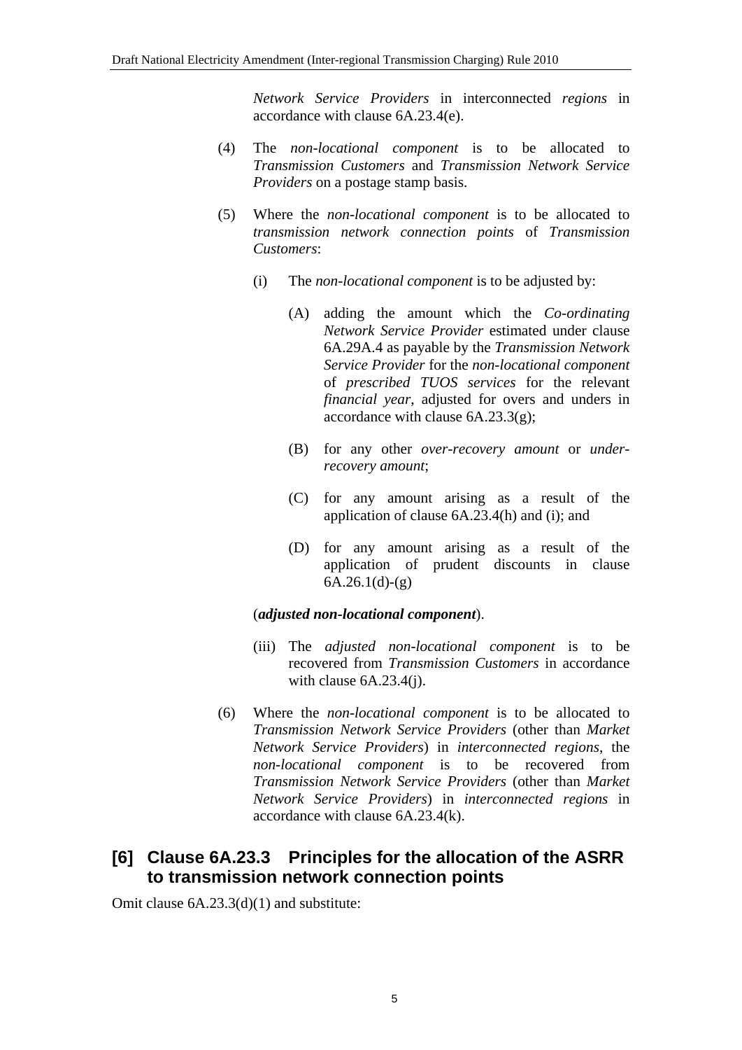*Network Service Providers* in interconnected *regions* in accordance with clause 6A.23.4(e).

(4) The *non-locational component* is to be allocated to *Transmission Customers* and *Transmission Network Service Providers* on a postage stamp basis.

(5) Where the *non-locational component* is to be allocated to *transmission network connection points* of *Transmission Customers*:

(i) The *non-locational component* is to be adjusted by:

(A) adding the amount which the *Co-ordinating Network Service Provider* estimated under clause 6A.29A.4 as payable by the *Transmission Network Service Provider* for the *non-locational component* of *prescribed TUOS services* for the relevant *financial year*, adjusted for overs and unders in accordance with clause 6A.23.3(g);

(B) for any other *over-recovery amount* or *under-recovery amount*;

(C) for any amount arising as a result of the application of clause 6A.23.4(h) and (i); and

(D) for any amount arising as a result of the application of prudent discounts in clause 6A.26.1(d)-(g)

(***adjusted non-locational component***).

(iii) The *adjusted non-locational component* is to be recovered from *Transmission Customers* in accordance with clause 6A.23.4(j).

(6) Where the *non-locational component* is to be allocated to *Transmission Network Service Providers* (other than *Market Network Service Providers*) in *interconnected regions*, the *non-locational component* is to be recovered from *Transmission Network Service Providers* (other than *Market Network Service Providers*) in *interconnected regions* in accordance with clause 6A.23.4(k).

## [6] Clause 6A.23.3 Principles for the allocation of the ASRR to transmission network connection points

Omit clause 6A.23.3(d)(1) and substitute: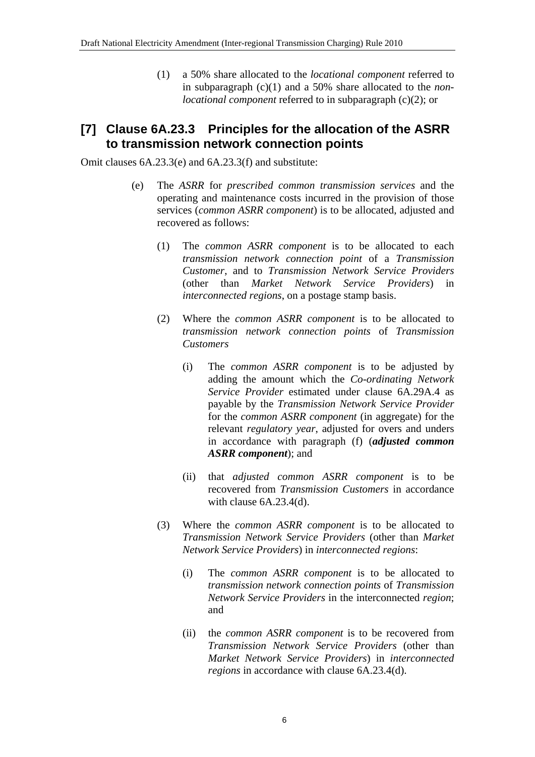(1) a 50% share allocated to the *locational component* referred to in subparagraph (c)(1) and a 50% share allocated to the *non-locational component* referred to in subparagraph (c)(2); or

## [7] Clause 6A.23.3 Principles for the allocation of the ASRR to transmission network connection points

Omit clauses 6A.23.3(e) and 6A.23.3(f) and substitute:

(e) The *ASRR* for *prescribed common transmission services* and the operating and maintenance costs incurred in the provision of those services (*common ASRR component*) is to be allocated, adjusted and recovered as follows:

(1) The *common ASRR component* is to be allocated to each *transmission network connection point* of a *Transmission Customer*, and to *Transmission Network Service Providers* (other than *Market Network Service Providers*) in *interconnected regions*, on a postage stamp basis.

(2) Where the *common ASRR component* is to be allocated to *transmission network connection points* of *Transmission Customers*

(i) The *common ASRR component* is to be adjusted by adding the amount which the *Co-ordinating Network Service Provider* estimated under clause 6A.29A.4 as payable by the *Transmission Network Service Provider* for the *common ASRR component* (in aggregate) for the relevant *regulatory year*, adjusted for overs and unders in accordance with paragraph (f) (***adjusted common ASRR component***); and

(ii) that *adjusted common ASRR component* is to be recovered from *Transmission Customers* in accordance with clause 6A.23.4(d).

(3) Where the *common ASRR component* is to be allocated to *Transmission Network Service Providers* (other than *Market Network Service Providers*) in *interconnected regions*:

(i) The *common ASRR component* is to be allocated to *transmission network connection points* of *Transmission Network Service Providers* in the interconnected *region*; and

(ii) the *common ASRR component* is to be recovered from *Transmission Network Service Providers* (other than *Market Network Service Providers*) in *interconnected regions* in accordance with clause 6A.23.4(d).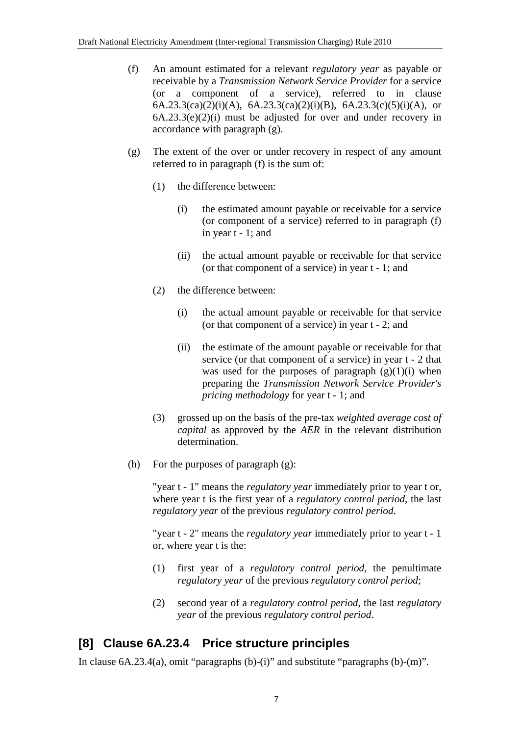(f) An amount estimated for a relevant *regulatory year* as payable or receivable by a *Transmission Network Service Provider* for a service (or a component of a service), referred to in clause 6A.23.3(ca)(2)(i)(A), 6A.23.3(ca)(2)(i)(B), 6A.23.3(c)(5)(i)(A), or 6A.23.3(e)(2)(i) must be adjusted for over and under recovery in accordance with paragraph (g).

(g) The extent of the over or under recovery in respect of any amount referred to in paragraph (f) is the sum of:

   (1) the difference between:

      (i) the estimated amount payable or receivable for a service (or component of a service) referred to in paragraph (f) in year t - 1; and

      (ii) the actual amount payable or receivable for that service (or that component of a service) in year t - 1; and

   (2) the difference between:

      (i) the actual amount payable or receivable for that service (or that component of a service) in year t - 2; and

      (ii) the estimate of the amount payable or receivable for that service (or that component of a service) in year t - 2 that was used for the purposes of paragraph (g)(1)(i) when preparing the *Transmission Network Service Provider's pricing methodology* for year t - 1; and

   (3) grossed up on the basis of the pre-tax *weighted average cost of capital* as approved by the *AER* in the relevant distribution determination.

(h) For the purposes of paragraph (g):

   "year t - 1" means the *regulatory year* immediately prior to year t or, where year t is the first year of a *regulatory control period*, the last *regulatory year* of the previous *regulatory control period*.

   "year t - 2" means the *regulatory year* immediately prior to year t - 1 or, where year t is the:

   (1) first year of a *regulatory control period*, the penultimate *regulatory year* of the previous *regulatory control period*;

   (2) second year of a *regulatory control period*, the last *regulatory year* of the previous *regulatory control period*.

## [8] Clause 6A.23.4 Price structure principles

In clause 6A.23.4(a), omit "paragraphs (b)-(i)" and substitute "paragraphs (b)-(m)".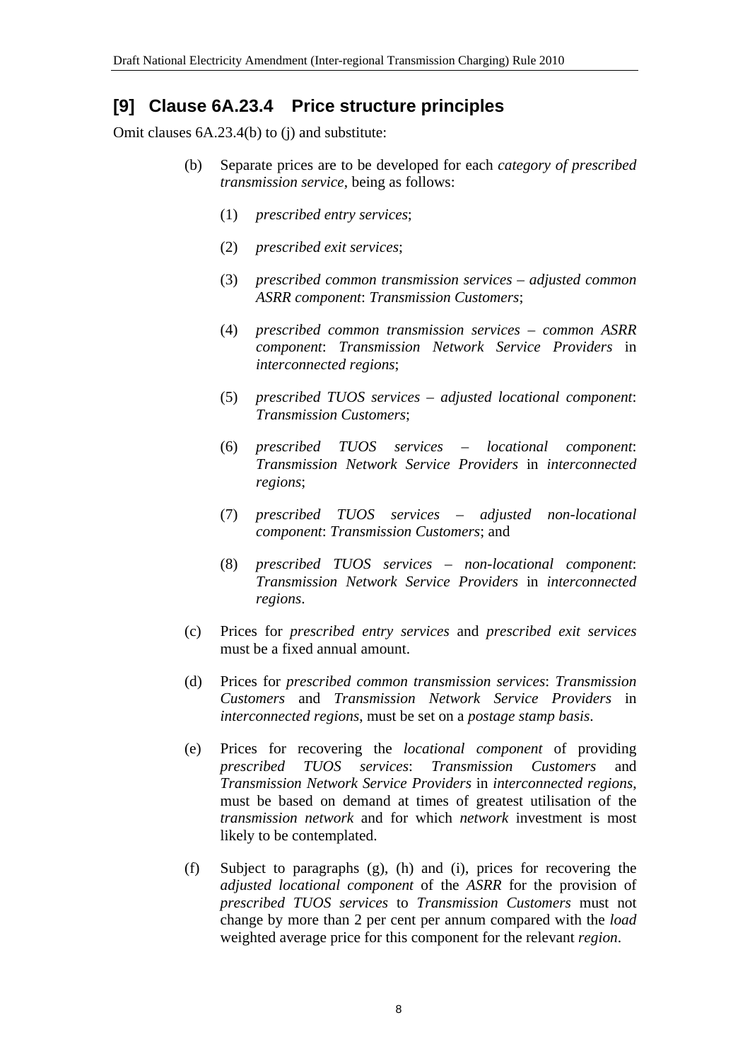## [9] Clause 6A.23.4 Price structure principles

Omit clauses 6A.23.4(b) to (j) and substitute:

(b) Separate prices are to be developed for each *category of prescribed transmission service*, being as follows:

(1) *prescribed entry services*;

(2) *prescribed exit services*;

(3) *prescribed common transmission services – adjusted common ASRR component*: *Transmission Customers*;

(4) *prescribed common transmission services – common ASRR component*: *Transmission Network Service Providers* in *interconnected regions*;

(5) *prescribed TUOS services – adjusted locational component*: *Transmission Customers*;

(6) *prescribed TUOS services – locational component*: *Transmission Network Service Providers* in *interconnected regions*;

(7) *prescribed TUOS services – adjusted non-locational component*: *Transmission Customers*; and

(8) *prescribed TUOS services – non-locational component*: *Transmission Network Service Providers* in *interconnected regions*.

(c) Prices for *prescribed entry services* and *prescribed exit services* must be a fixed annual amount.

(d) Prices for *prescribed common transmission services*: *Transmission Customers* and *Transmission Network Service Providers* in *interconnected regions*, must be set on a *postage stamp basis*.

(e) Prices for recovering the *locational component* of providing *prescribed TUOS services*: *Transmission Customers* and *Transmission Network Service Providers* in *interconnected regions*, must be based on demand at times of greatest utilisation of the *transmission network* and for which *network* investment is most likely to be contemplated.

(f) Subject to paragraphs (g), (h) and (i), prices for recovering the *adjusted locational component* of the *ASRR* for the provision of *prescribed TUOS services* to *Transmission Customers* must not change by more than 2 per cent per annum compared with the *load* weighted average price for this component for the relevant *region*.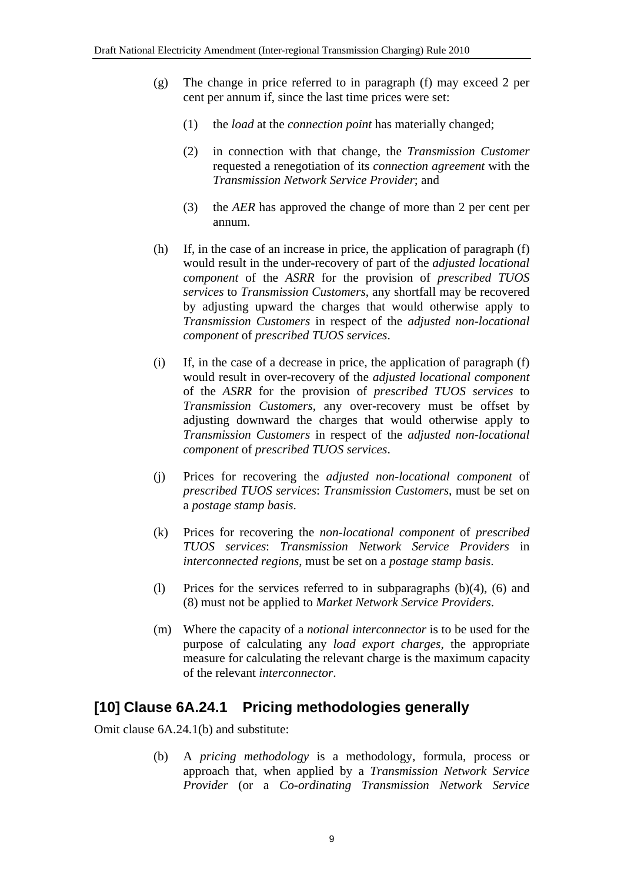(g) The change in price referred to in paragraph (f) may exceed 2 per cent per annum if, since the last time prices were set:

  (1) the *load* at the *connection point* has materially changed;

  (2) in connection with that change, the *Transmission Customer* requested a renegotiation of its *connection agreement* with the *Transmission Network Service Provider*; and

  (3) the *AER* has approved the change of more than 2 per cent per annum.

(h) If, in the case of an increase in price, the application of paragraph (f) would result in the under-recovery of part of the *adjusted locational component* of the *ASRR* for the provision of *prescribed TUOS services* to *Transmission Customers*, any shortfall may be recovered by adjusting upward the charges that would otherwise apply to *Transmission Customers* in respect of the *adjusted non-locational component* of *prescribed TUOS services*.

(i) If, in the case of a decrease in price, the application of paragraph (f) would result in over-recovery of the *adjusted locational component* of the *ASRR* for the provision of *prescribed TUOS services* to *Transmission Customers*, any over-recovery must be offset by adjusting downward the charges that would otherwise apply to *Transmission Customers* in respect of the *adjusted non-locational component* of *prescribed TUOS services*.

(j) Prices for recovering the *adjusted non-locational component* of *prescribed TUOS services*: *Transmission Customers*, must be set on a *postage stamp basis*.

(k) Prices for recovering the *non-locational component* of *prescribed TUOS services*: *Transmission Network Service Providers* in *interconnected regions*, must be set on a *postage stamp basis*.

(l) Prices for the services referred to in subparagraphs (b)(4), (6) and (8) must not be applied to *Market Network Service Providers*.

(m) Where the capacity of a *notional interconnector* is to be used for the purpose of calculating any *load export charges*, the appropriate measure for calculating the relevant charge is the maximum capacity of the relevant *interconnector*.

## [10] Clause 6A.24.1 Pricing methodologies generally

Omit clause 6A.24.1(b) and substitute:

(b) A *pricing methodology* is a methodology, formula, process or approach that, when applied by a *Transmission Network Service Provider* (or a *Co-ordinating Transmission Network Service*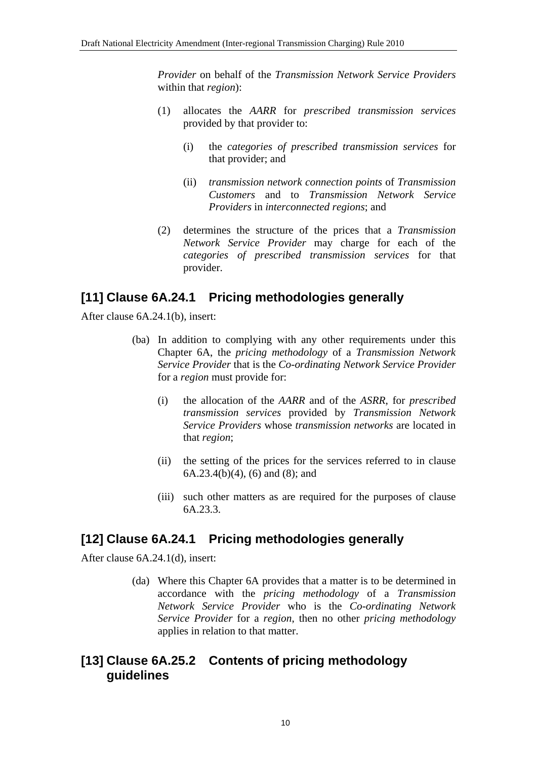*Provider* on behalf of the *Transmission Network Service Providers* within that *region*):

(1) allocates the *AARR* for *prescribed transmission services* provided by that provider to:

(i) the *categories of prescribed transmission services* for that provider; and

(ii) *transmission network connection points* of *Transmission Customers* and to *Transmission Network Service Providers* in *interconnected regions*; and

(2) determines the structure of the prices that a *Transmission Network Service Provider* may charge for each of the *categories of prescribed transmission services* for that provider.

## [11] Clause 6A.24.1 Pricing methodologies generally

After clause 6A.24.1(b), insert:

(ba) In addition to complying with any other requirements under this Chapter 6A, the *pricing methodology* of a *Transmission Network Service Provider* that is the *Co-ordinating Network Service Provider* for a *region* must provide for:

(i) the allocation of the *AARR* and of the *ASRR*, for *prescribed transmission services* provided by *Transmission Network Service Providers* whose *transmission networks* are located in that *region*;

(ii) the setting of the prices for the services referred to in clause 6A.23.4(b)(4), (6) and (8); and

(iii) such other matters as are required for the purposes of clause 6A.23.3.

## [12] Clause 6A.24.1 Pricing methodologies generally

After clause 6A.24.1(d), insert:

(da) Where this Chapter 6A provides that a matter is to be determined in accordance with the *pricing methodology* of a *Transmission Network Service Provider* who is the *Co-ordinating Network Service Provider* for a *region*, then no other *pricing methodology* applies in relation to that matter.

## [13] Clause 6A.25.2 Contents of pricing methodology guidelines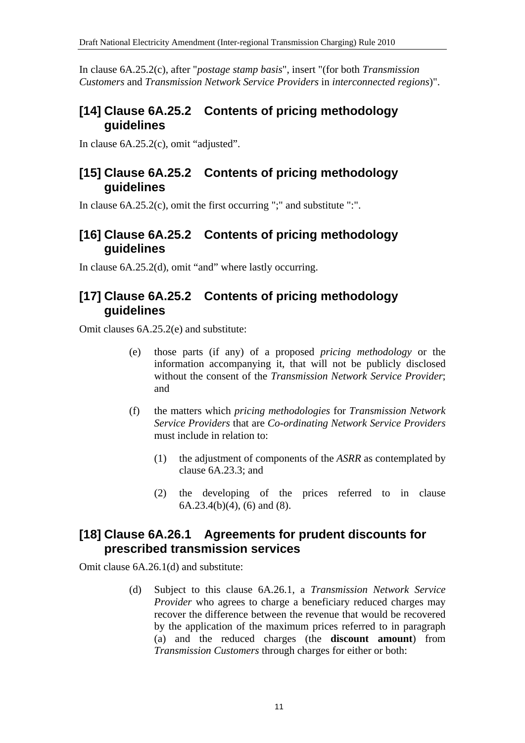In clause 6A.25.2(c), after "*postage stamp basis*", insert "(for both *Transmission Customers* and *Transmission Network Service Providers* in *interconnected regions*)".

## [14] Clause 6A.25.2 Contents of pricing methodology guidelines

In clause 6A.25.2(c), omit “adjusted”.

## [15] Clause 6A.25.2 Contents of pricing methodology guidelines

In clause 6A.25.2(c), omit the first occurring ";" and substitute ":".

## [16] Clause 6A.25.2 Contents of pricing methodology guidelines

In clause 6A.25.2(d), omit “and” where lastly occurring.

## [17] Clause 6A.25.2 Contents of pricing methodology guidelines

Omit clauses 6A.25.2(e) and substitute:

> (e) those parts (if any) of a proposed *pricing methodology* or the information accompanying it, that will not be publicly disclosed without the consent of the *Transmission Network Service Provider*; and
>
> (f) the matters which *pricing methodologies* for *Transmission Network Service Providers* that are *Co-ordinating Network Service Providers* must include in relation to:
>
> > (1) the adjustment of components of the *ASRR* as contemplated by clause 6A.23.3; and
> >
> > (2) the developing of the prices referred to in clause 6A.23.4(b)(4), (6) and (8).

## [18] Clause 6A.26.1 Agreements for prudent discounts for prescribed transmission services

Omit clause 6A.26.1(d) and substitute:

> (d) Subject to this clause 6A.26.1, a *Transmission Network Service Provider* who agrees to charge a beneficiary reduced charges may recover the difference between the revenue that would be recovered by the application of the maximum prices referred to in paragraph (a) and the reduced charges (the **discount amount**) from *Transmission Customers* through charges for either or both: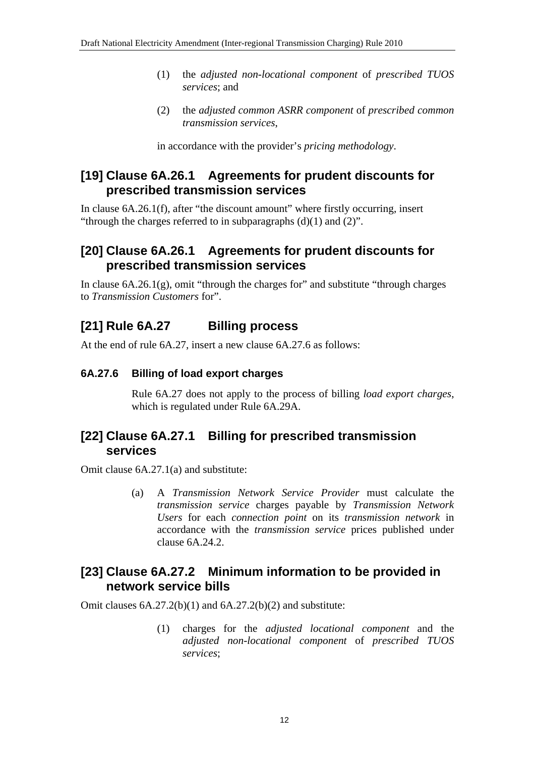(1) the *adjusted non-locational component* of *prescribed TUOS services*; and

(2) the *adjusted common ASRR component* of *prescribed common transmission services*,

in accordance with the provider's *pricing methodology*.

## [19] Clause 6A.26.1 Agreements for prudent discounts for prescribed transmission services

In clause 6A.26.1(f), after "the discount amount" where firstly occurring, insert "through the charges referred to in subparagraphs (d)(1) and (2)".

## [20] Clause 6A.26.1 Agreements for prudent discounts for prescribed transmission services

In clause 6A.26.1(g), omit "through the charges for" and substitute "through charges to *Transmission Customers* for".

## [21] Rule 6A.27 Billing process

At the end of rule 6A.27, insert a new clause 6A.27.6 as follows:

### 6A.27.6 Billing of load export charges

Rule 6A.27 does not apply to the process of billing *load export charges*, which is regulated under Rule 6A.29A.

## [22] Clause 6A.27.1 Billing for prescribed transmission services

Omit clause 6A.27.1(a) and substitute:

(a) A *Transmission Network Service Provider* must calculate the *transmission service* charges payable by *Transmission Network Users* for each *connection point* on its *transmission network* in accordance with the *transmission service* prices published under clause 6A.24.2.

## [23] Clause 6A.27.2 Minimum information to be provided in network service bills

Omit clauses 6A.27.2(b)(1) and 6A.27.2(b)(2) and substitute:

(1) charges for the *adjusted locational component* and the *adjusted non-locational component* of *prescribed TUOS services*;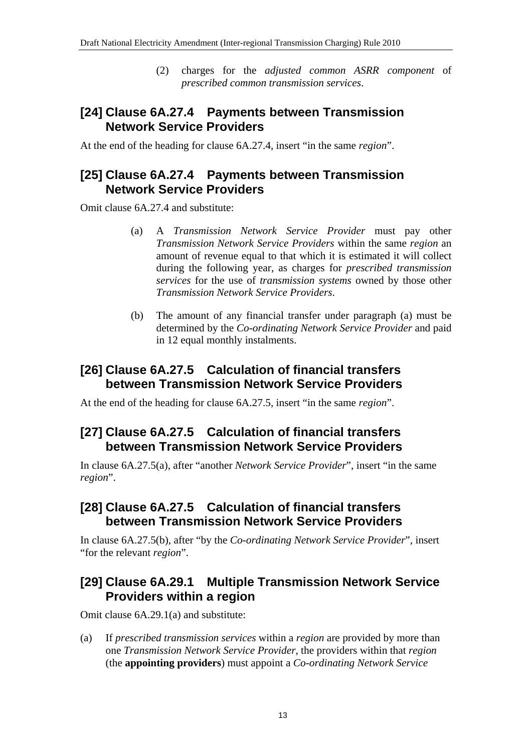(2) charges for the *adjusted common ASRR component* of *prescribed common transmission services*.

## [24] Clause 6A.27.4 Payments between Transmission Network Service Providers

At the end of the heading for clause 6A.27.4, insert "in the same *region*".

## [25] Clause 6A.27.4 Payments between Transmission Network Service Providers

Omit clause 6A.27.4 and substitute:

(a) A *Transmission Network Service Provider* must pay other *Transmission Network Service Providers* within the same *region* an amount of revenue equal to that which it is estimated it will collect during the following year, as charges for *prescribed transmission services* for the use of *transmission systems* owned by those other *Transmission Network Service Providers*.

(b) The amount of any financial transfer under paragraph (a) must be determined by the *Co-ordinating Network Service Provider* and paid in 12 equal monthly instalments.

## [26] Clause 6A.27.5 Calculation of financial transfers between Transmission Network Service Providers

At the end of the heading for clause 6A.27.5, insert "in the same *region*".

## [27] Clause 6A.27.5 Calculation of financial transfers between Transmission Network Service Providers

In clause 6A.27.5(a), after "another *Network Service Provider*", insert "in the same *region*".

## [28] Clause 6A.27.5 Calculation of financial transfers between Transmission Network Service Providers

In clause 6A.27.5(b), after "by the *Co-ordinating Network Service Provider*", insert "for the relevant *region*".

## [29] Clause 6A.29.1 Multiple Transmission Network Service Providers within a region

Omit clause 6A.29.1(a) and substitute:

(a) If *prescribed transmission services* within a *region* are provided by more than one *Transmission Network Service Provider*, the providers within that *region* (the **appointing providers**) must appoint a *Co-ordinating Network Service*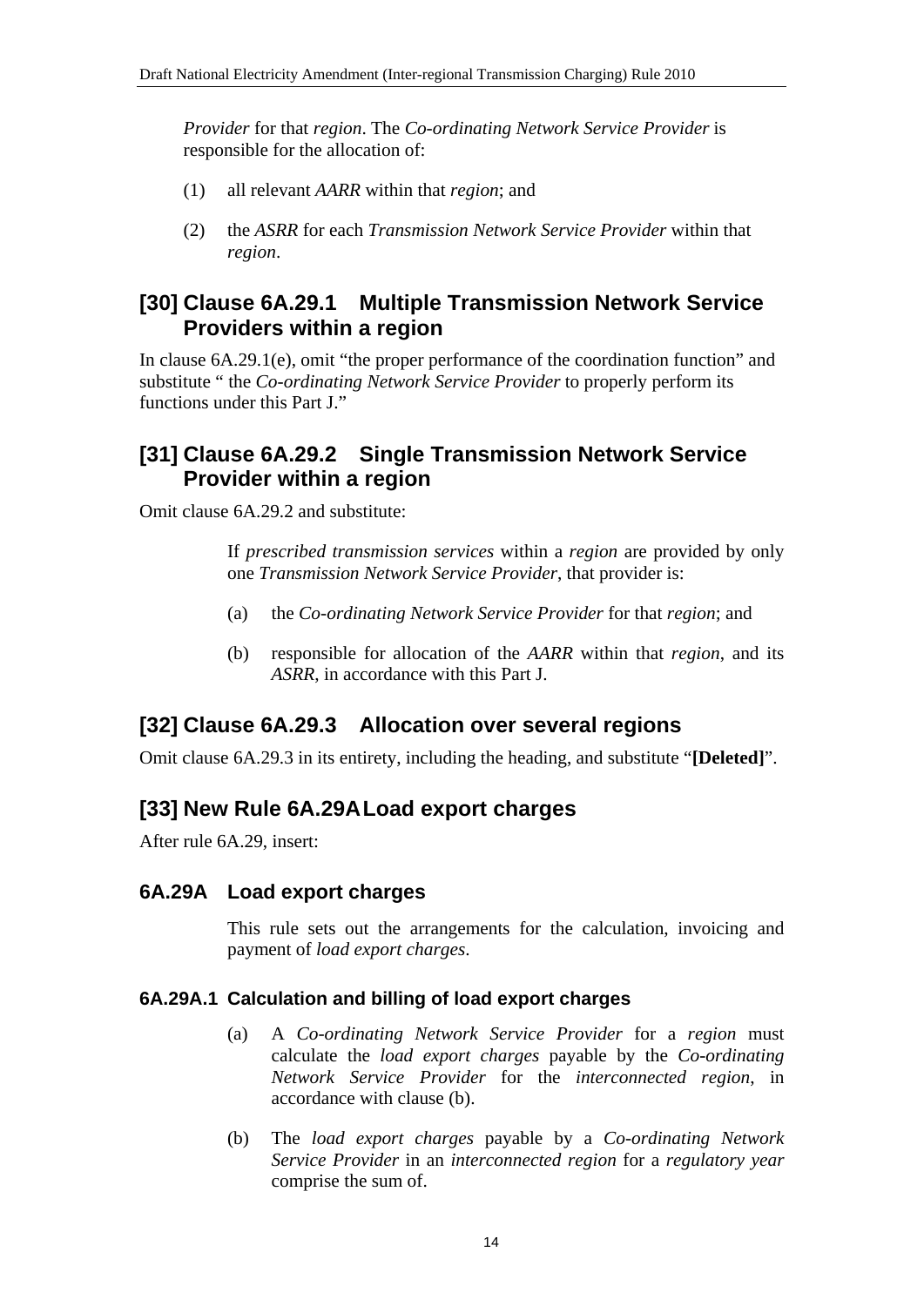*Provider* for that *region*. The *Co-ordinating Network Service Provider* is responsible for the allocation of:

(1) all relevant *AARR* within that *region*; and

(2) the *ASRR* for each *Transmission Network Service Provider* within that *region*.

## [30] Clause 6A.29.1 Multiple Transmission Network Service Providers within a region

In clause 6A.29.1(e), omit "the proper performance of the coordination function" and substitute " the *Co-ordinating Network Service Provider* to properly perform its functions under this Part J."

## [31] Clause 6A.29.2 Single Transmission Network Service Provider within a region

Omit clause 6A.29.2 and substitute:

If *prescribed transmission services* within a *region* are provided by only one *Transmission Network Service Provider*, that provider is:

(a) the *Co-ordinating Network Service Provider* for that *region*; and

(b) responsible for allocation of the *AARR* within that *region*, and its *ASRR*, in accordance with this Part J.

## [32] Clause 6A.29.3 Allocation over several regions

Omit clause 6A.29.3 in its entirety, including the heading, and substitute "**[Deleted]**".

## [33] New Rule 6A.29A Load export charges

After rule 6A.29, insert:

### 6A.29A Load export charges

This rule sets out the arrangements for the calculation, invoicing and payment of *load export charges*.

#### 6A.29A.1 Calculation and billing of load export charges

(a) A *Co-ordinating Network Service Provider* for a *region* must calculate the *load export charges* payable by the *Co-ordinating Network Service Provider* for the *interconnected region*, in accordance with clause (b).

(b) The *load export charges* payable by a *Co-ordinating Network Service Provider* in an *interconnected region* for a *regulatory year* comprise the sum of.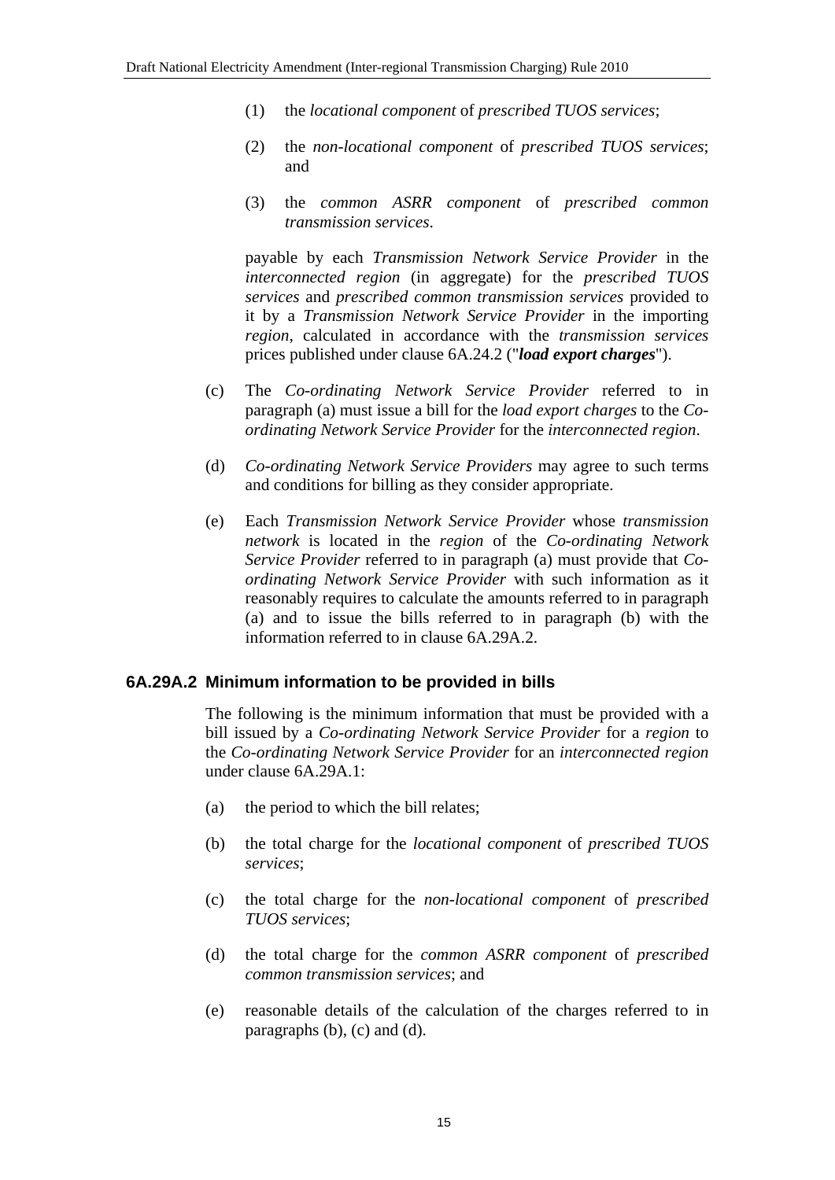(1) the *locational component* of *prescribed TUOS services*;

(2) the *non-locational component* of *prescribed TUOS services*; and

(3) the *common ASRR component* of *prescribed common transmission services*.

payable by each *Transmission Network Service Provider* in the *interconnected region* (in aggregate) for the *prescribed TUOS services* and *prescribed common transmission services* provided to it by a *Transmission Network Service Provider* in the importing *region*, calculated in accordance with the *transmission services* prices published under clause 6A.24.2 ("***load export charges***").

(c) The *Co-ordinating Network Service Provider* referred to in paragraph (a) must issue a bill for the *load export charges* to the *Co-ordinating Network Service Provider* for the *interconnected region*.

(d) *Co-ordinating Network Service Providers* may agree to such terms and conditions for billing as they consider appropriate.

(e) Each *Transmission Network Service Provider* whose *transmission network* is located in the *region* of the *Co-ordinating Network Service Provider* referred to in paragraph (a) must provide that *Co-ordinating Network Service Provider* with such information as it reasonably requires to calculate the amounts referred to in paragraph (a) and to issue the bills referred to in paragraph (b) with the information referred to in clause 6A.29A.2.

### 6A.29A.2 Minimum information to be provided in bills

The following is the minimum information that must be provided with a bill issued by a *Co-ordinating Network Service Provider* for a *region* to the *Co-ordinating Network Service Provider* for an *interconnected region* under clause 6A.29A.1:

(a) the period to which the bill relates;

(b) the total charge for the *locational component* of *prescribed TUOS services*;

(c) the total charge for the *non-locational component* of *prescribed TUOS services*;

(d) the total charge for the *common ASRR component* of *prescribed common transmission services*; and

(e) reasonable details of the calculation of the charges referred to in paragraphs (b), (c) and (d).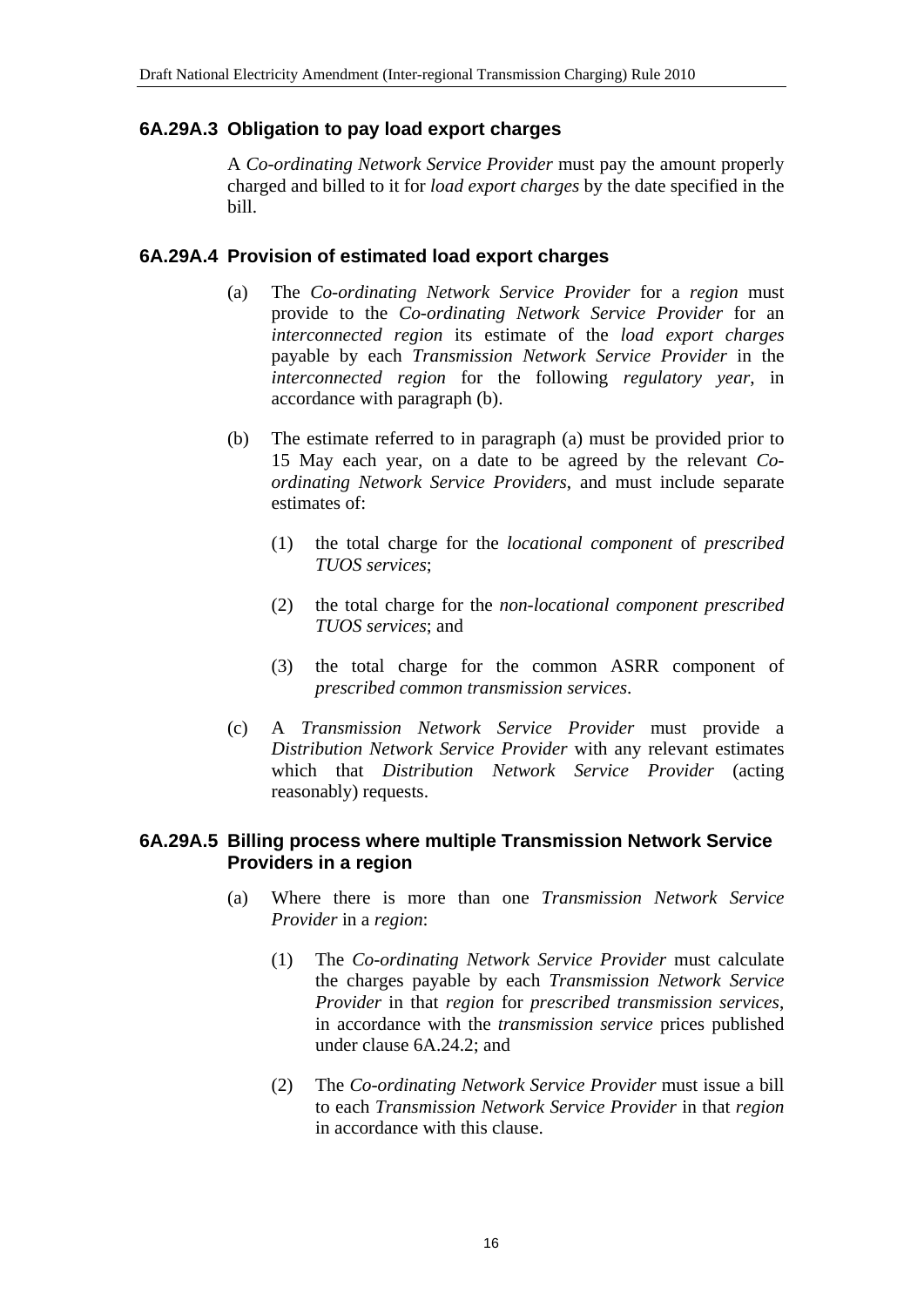### 6A.29A.3 Obligation to pay load export charges

A *Co-ordinating Network Service Provider* must pay the amount properly charged and billed to it for *load export charges* by the date specified in the bill.

### 6A.29A.4 Provision of estimated load export charges

(a) The *Co-ordinating Network Service Provider* for a *region* must provide to the *Co-ordinating Network Service Provider* for an *interconnected region* its estimate of the *load export charges* payable by each *Transmission Network Service Provider* in the *interconnected region* for the following *regulatory year*, in accordance with paragraph (b).

(b) The estimate referred to in paragraph (a) must be provided prior to 15 May each year, on a date to be agreed by the relevant *Co-ordinating Network Service Providers*, and must include separate estimates of:

(1) the total charge for the *locational component* of *prescribed TUOS services*;

(2) the total charge for the *non-locational component prescribed TUOS services*; and

(3) the total charge for the common ASRR component of *prescribed common transmission services*.

(c) A *Transmission Network Service Provider* must provide a *Distribution Network Service Provider* with any relevant estimates which that *Distribution Network Service Provider* (acting reasonably) requests.

### 6A.29A.5 Billing process where multiple Transmission Network Service Providers in a region

(a) Where there is more than one *Transmission Network Service Provider* in a *region*:

(1) The *Co-ordinating Network Service Provider* must calculate the charges payable by each *Transmission Network Service Provider* in that *region* for *prescribed transmission services*, in accordance with the *transmission service* prices published under clause 6A.24.2; and

(2) The *Co-ordinating Network Service Provider* must issue a bill to each *Transmission Network Service Provider* in that *region* in accordance with this clause.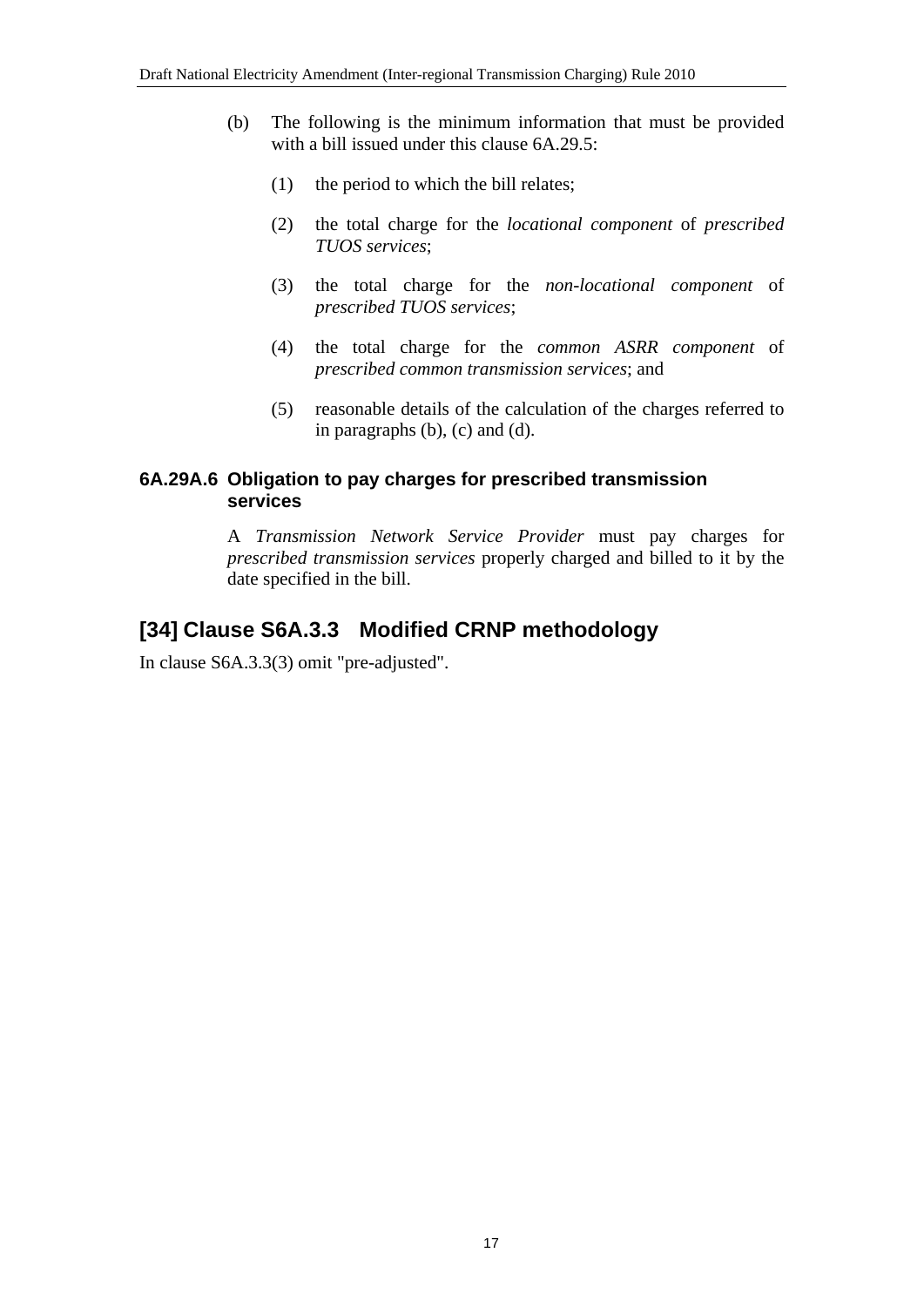(b) The following is the minimum information that must be provided with a bill issued under this clause 6A.29.5:

(1) the period to which the bill relates;

(2) the total charge for the *locational component* of *prescribed TUOS services*;

(3) the total charge for the *non-locational component* of *prescribed TUOS services*;

(4) the total charge for the *common ASRR component* of *prescribed common transmission services*; and

(5) reasonable details of the calculation of the charges referred to in paragraphs (b), (c) and (d).

### 6A.29A.6 Obligation to pay charges for prescribed transmission services

A *Transmission Network Service Provider* must pay charges for *prescribed transmission services* properly charged and billed to it by the date specified in the bill.

## [34] Clause S6A.3.3 Modified CRNP methodology

In clause S6A.3.3(3) omit "pre-adjusted".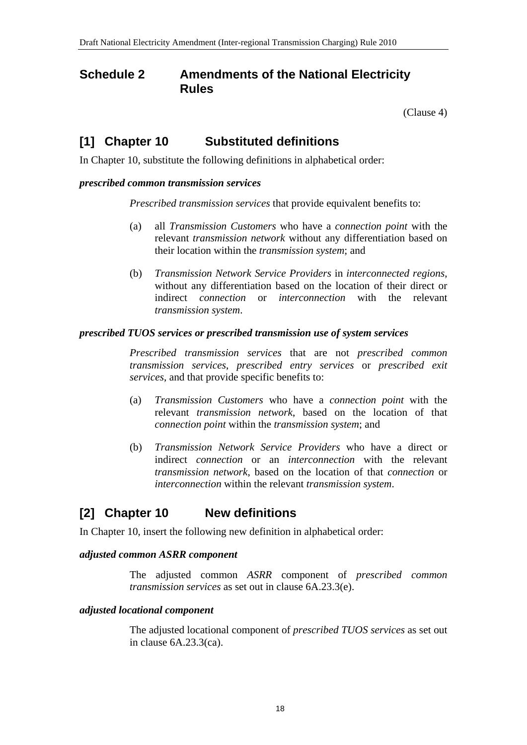## Schedule 2 Amendments of the National Electricity Rules

(Clause 4)

## [1] Chapter 10 Substituted definitions

In Chapter 10, substitute the following definitions in alphabetical order:

***prescribed common transmission services***

*Prescribed transmission services* that provide equivalent benefits to:

(a) all *Transmission Customers* who have a *connection point* with the relevant *transmission network* without any differentiation based on their location within the *transmission system*; and

(b) *Transmission Network Service Providers* in *interconnected regions*, without any differentiation based on the location of their direct or indirect *connection* or *interconnection* with the relevant *transmission system*.

***prescribed TUOS services or prescribed transmission use of system services***

*Prescribed transmission services* that are not *prescribed common transmission services*, *prescribed entry services* or *prescribed exit services*, and that provide specific benefits to:

(a) *Transmission Customers* who have a *connection point* with the relevant *transmission network*, based on the location of that *connection point* within the *transmission system*; and

(b) *Transmission Network Service Providers* who have a direct or indirect *connection* or an *interconnection* with the relevant *transmission network*, based on the location of that *connection* or *interconnection* within the relevant *transmission system*.

## [2] Chapter 10 New definitions

In Chapter 10, insert the following new definition in alphabetical order:

***adjusted common ASRR component***

The adjusted common *ASRR* component of *prescribed common transmission services* as set out in clause 6A.23.3(e).

***adjusted locational component***

The adjusted locational component of *prescribed TUOS services* as set out in clause 6A.23.3(ca).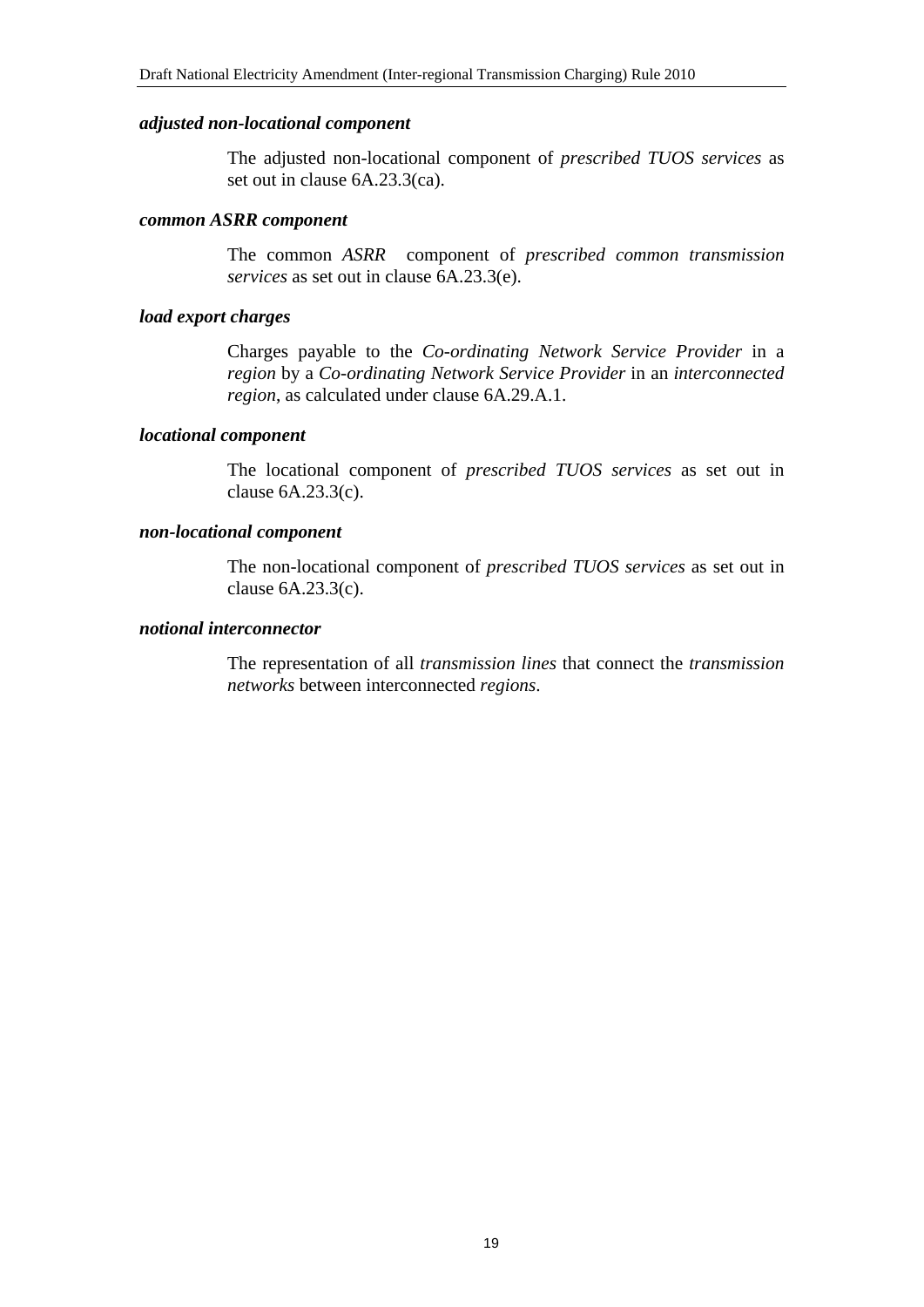***adjusted non-locational component***

The adjusted non-locational component of *prescribed TUOS services* as set out in clause 6A.23.3(ca).

***common ASRR component***

The common *ASRR* component of *prescribed common transmission services* as set out in clause 6A.23.3(e).

***load export charges***

Charges payable to the *Co-ordinating Network Service Provider* in a *region* by a *Co-ordinating Network Service Provider* in an *interconnected region*, as calculated under clause 6A.29.A.1.

***locational component***

The locational component of *prescribed TUOS services* as set out in clause 6A.23.3(c).

***non-locational component***

The non-locational component of *prescribed TUOS services* as set out in clause 6A.23.3(c).

***notional interconnector***

The representation of all *transmission lines* that connect the *transmission networks* between interconnected *regions*.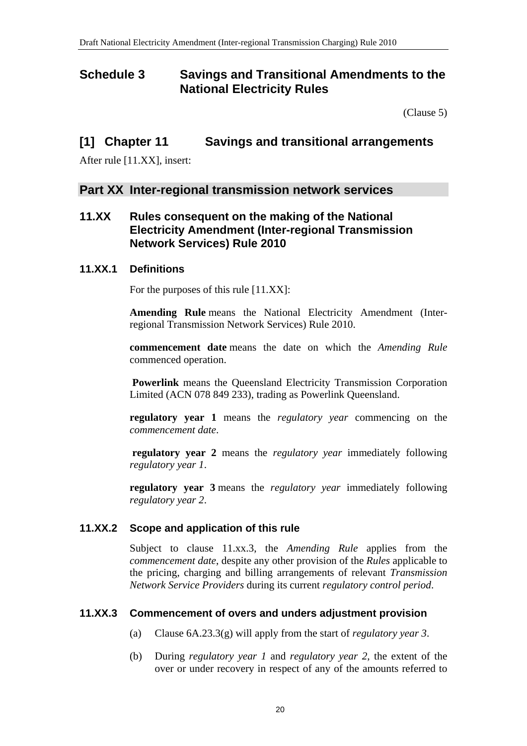# Schedule 3 Savings and Transitional Amendments to the National Electricity Rules

(Clause 5)

## [1] Chapter 11 Savings and transitional arrangements

After rule [11.XX], insert:

## Part XX Inter-regional transmission network services

### 11.XX Rules consequent on the making of the National Electricity Amendment (Inter-regional Transmission Network Services) Rule 2010

#### 11.XX.1 Definitions

For the purposes of this rule [11.XX]:

**Amending Rule** means the National Electricity Amendment (Inter-regional Transmission Network Services) Rule 2010.

**commencement date** means the date on which the *Amending Rule* commenced operation.

**Powerlink** means the Queensland Electricity Transmission Corporation Limited (ACN 078 849 233), trading as Powerlink Queensland.

**regulatory year 1** means the *regulatory year* commencing on the *commencement date*.

**regulatory year 2** means the *regulatory year* immediately following *regulatory year 1*.

**regulatory year 3** means the *regulatory year* immediately following *regulatory year 2*.

#### 11.XX.2 Scope and application of this rule

Subject to clause 11.xx.3, the *Amending Rule* applies from the *commencement date*, despite any other provision of the *Rules* applicable to the pricing, charging and billing arrangements of relevant *Transmission Network Service Providers* during its current *regulatory control period*.

#### 11.XX.3 Commencement of overs and unders adjustment provision

(a) Clause 6A.23.3(g) will apply from the start of *regulatory year 3*.

(b) During *regulatory year 1* and *regulatory year 2*, the extent of the over or under recovery in respect of any of the amounts referred to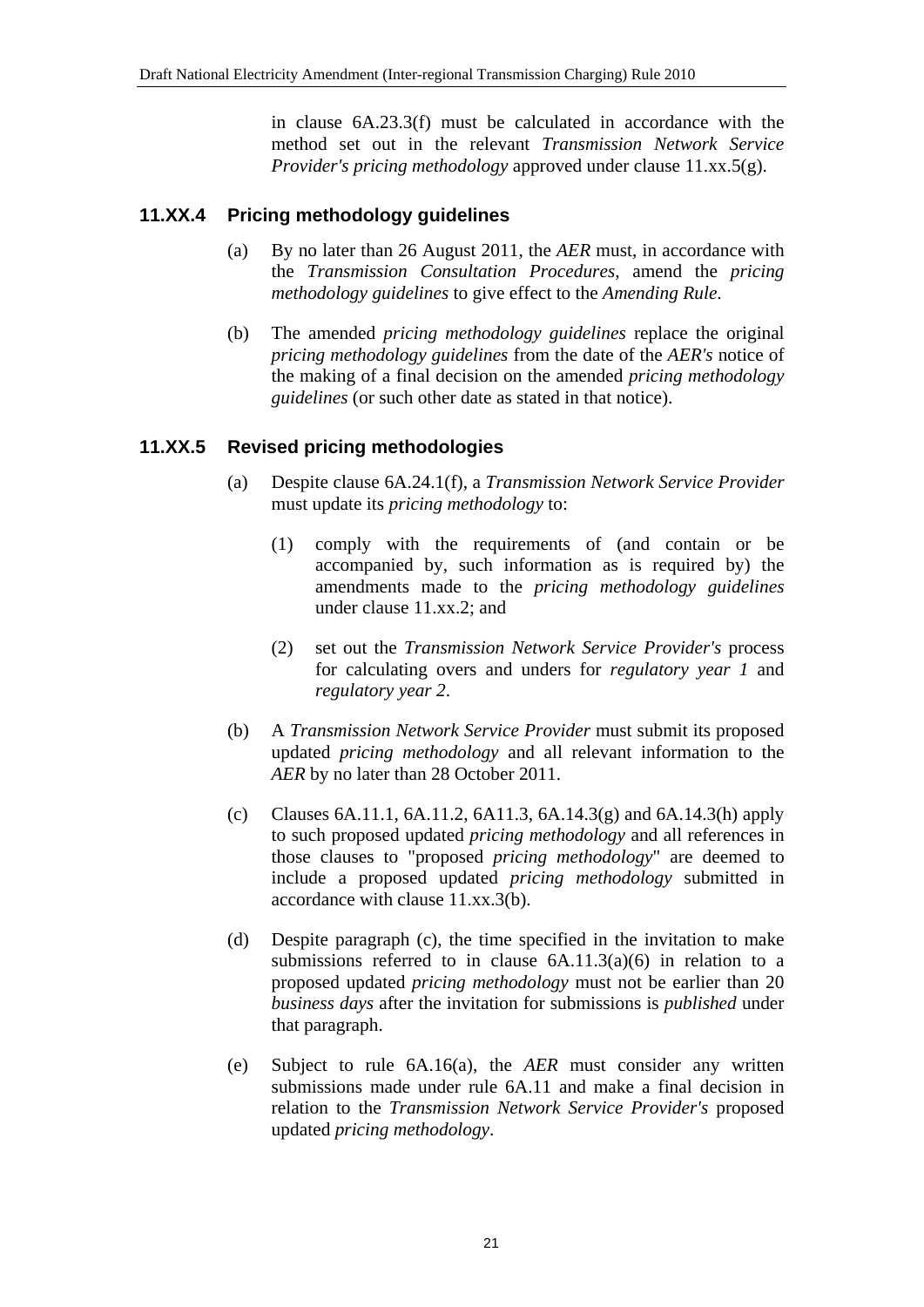in clause 6A.23.3(f) must be calculated in accordance with the method set out in the relevant *Transmission Network Service Provider's pricing methodology* approved under clause 11.xx.5(g).

### 11.XX.4 Pricing methodology guidelines

(a) By no later than 26 August 2011, the *AER* must, in accordance with the *Transmission Consultation Procedures*, amend the *pricing methodology guidelines* to give effect to the *Amending Rule*.

(b) The amended *pricing methodology guidelines* replace the original *pricing methodology guidelines* from the date of the *AER's* notice of the making of a final decision on the amended *pricing methodology guidelines* (or such other date as stated in that notice).

### 11.XX.5 Revised pricing methodologies

(a) Despite clause 6A.24.1(f), a *Transmission Network Service Provider* must update its *pricing methodology* to:

(1) comply with the requirements of (and contain or be accompanied by, such information as is required by) the amendments made to the *pricing methodology guidelines* under clause 11.xx.2; and

(2) set out the *Transmission Network Service Provider's* process for calculating overs and unders for *regulatory year 1* and *regulatory year 2*.

(b) A *Transmission Network Service Provider* must submit its proposed updated *pricing methodology* and all relevant information to the *AER* by no later than 28 October 2011.

(c) Clauses 6A.11.1, 6A.11.2, 6A11.3, 6A.14.3(g) and 6A.14.3(h) apply to such proposed updated *pricing methodology* and all references in those clauses to "proposed *pricing methodology*" are deemed to include a proposed updated *pricing methodology* submitted in accordance with clause 11.xx.3(b).

(d) Despite paragraph (c), the time specified in the invitation to make submissions referred to in clause 6A.11.3(a)(6) in relation to a proposed updated *pricing methodology* must not be earlier than 20 *business days* after the invitation for submissions is *published* under that paragraph.

(e) Subject to rule 6A.16(a), the *AER* must consider any written submissions made under rule 6A.11 and make a final decision in relation to the *Transmission Network Service Provider's* proposed updated *pricing methodology*.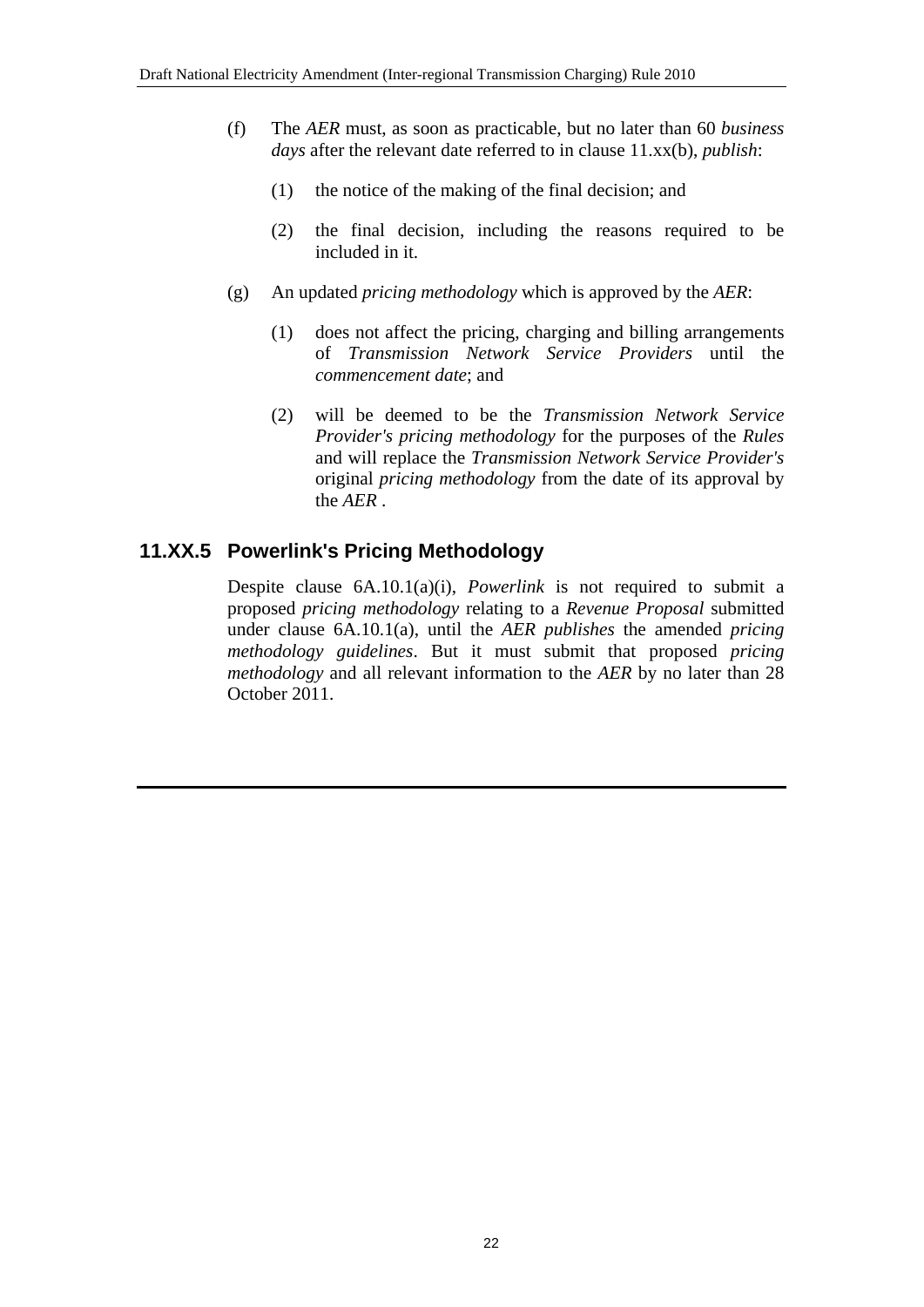(f) The *AER* must, as soon as practicable, but no later than 60 *business days* after the relevant date referred to in clause 11.xx(b), *publish*:

(1) the notice of the making of the final decision; and

(2) the final decision, including the reasons required to be included in it.

(g) An updated *pricing methodology* which is approved by the *AER*:

(1) does not affect the pricing, charging and billing arrangements of *Transmission Network Service Providers* until the *commencement date*; and

(2) will be deemed to be the *Transmission Network Service Provider's pricing methodology* for the purposes of the *Rules* and will replace the *Transmission Network Service Provider's* original *pricing methodology* from the date of its approval by the *AER* .

## 11.XX.5 Powerlink's Pricing Methodology

Despite clause 6A.10.1(a)(i), *Powerlink* is not required to submit a proposed *pricing methodology* relating to a *Revenue Proposal* submitted under clause 6A.10.1(a), until the *AER publishes* the amended *pricing methodology guidelines*. But it must submit that proposed *pricing methodology* and all relevant information to the *AER* by no later than 28 October 2011.